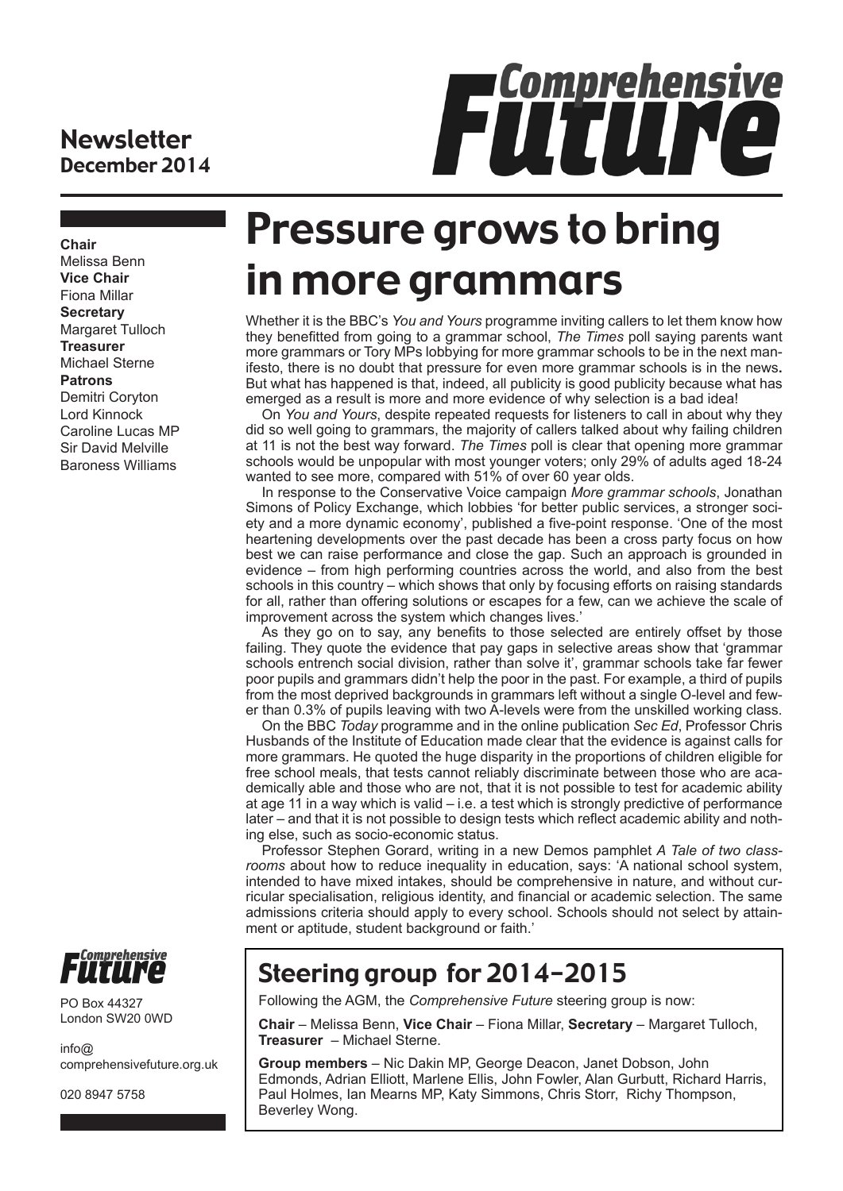**Newsletter**
**December 2014**

# Comprehensive Future

**Chair**
Melissa Benn
**Vice Chair**
Fiona Millar
**Secretary**
Margaret Tulloch
**Treasurer**
Michael Sterne
**Patrons**
Demitri Coryton
Lord Kinnock
Caroline Lucas MP
Sir David Melville
Baroness Williams

# Pressure grows to bring in more grammars

Whether it is the BBC's *You and Yours* programme inviting callers to let them know how they benefitted from going to a grammar school, *The Times* poll saying parents want more grammars or Tory MPs lobbying for more grammar schools to be in the next manifesto, there is no doubt that pressure for even more grammar schools is in the news**.** But what has happened is that, indeed, all publicity is good publicity because what has emerged as a result is more and more evidence of why selection is a bad idea!

On *You and Yours*, despite repeated requests for listeners to call in about why they did so well going to grammars, the majority of callers talked about why failing children at 11 is not the best way forward. *The Times* poll is clear that opening more grammar schools would be unpopular with most younger voters; only 29% of adults aged 18-24 wanted to see more, compared with 51% of over 60 year olds.

In response to the Conservative Voice campaign *More grammar schools*, Jonathan Simons of Policy Exchange, which lobbies 'for better public services, a stronger society and a more dynamic economy', published a five-point response. 'One of the most heartening developments over the past decade has been a cross party focus on how best we can raise performance and close the gap. Such an approach is grounded in evidence – from high performing countries across the world, and also from the best schools in this country – which shows that only by focusing efforts on raising standards for all, rather than offering solutions or escapes for a few, can we achieve the scale of improvement across the system which changes lives.'

As they go on to say, any benefits to those selected are entirely offset by those failing. They quote the evidence that pay gaps in selective areas show that 'grammar schools entrench social division, rather than solve it', grammar schools take far fewer poor pupils and grammars didn't help the poor in the past. For example, a third of pupils from the most deprived backgrounds in grammars left without a single O-level and fewer than 0.3% of pupils leaving with two A-levels were from the unskilled working class.

On the BBC *Today* programme and in the online publication *Sec Ed*, Professor Chris Husbands of the Institute of Education made clear that the evidence is against calls for more grammars. He quoted the huge disparity in the proportions of children eligible for free school meals, that tests cannot reliably discriminate between those who are academically able and those who are not, that it is not possible to test for academic ability at age 11 in a way which is valid – i.e. a test which is strongly predictive of performance later – and that it is not possible to design tests which reflect academic ability and nothing else, such as socio-economic status.

Professor Stephen Gorard, writing in a new Demos pamphlet *A Tale of two classrooms* about how to reduce inequality in education, says: 'A national school system, intended to have mixed intakes, should be comprehensive in nature, and without curricular specialisation, religious identity, and financial or academic selection. The same admissions criteria should apply to every school. Schools should not select by attainment or aptitude, student background or faith.'

## Steering group for 2014–2015

Following the AGM, the *Comprehensive Future* steering group is now:

**Chair** – Melissa Benn, **Vice Chair** – Fiona Millar, **Secretary** – Margaret Tulloch, **Treasurer** – Michael Sterne.

**Group members** – Nic Dakin MP, George Deacon, Janet Dobson, John Edmonds, Adrian Elliott, Marlene Ellis, John Fowler, Alan Gurbutt, Richard Harris, Paul Holmes, Ian Mearns MP, Katy Simmons, Chris Storr, Richy Thompson, Beverley Wong.

Comprehensive Future

PO Box 44327
London SW20 0WD

info@
comprehensivefuture.org.uk

020 8947 5758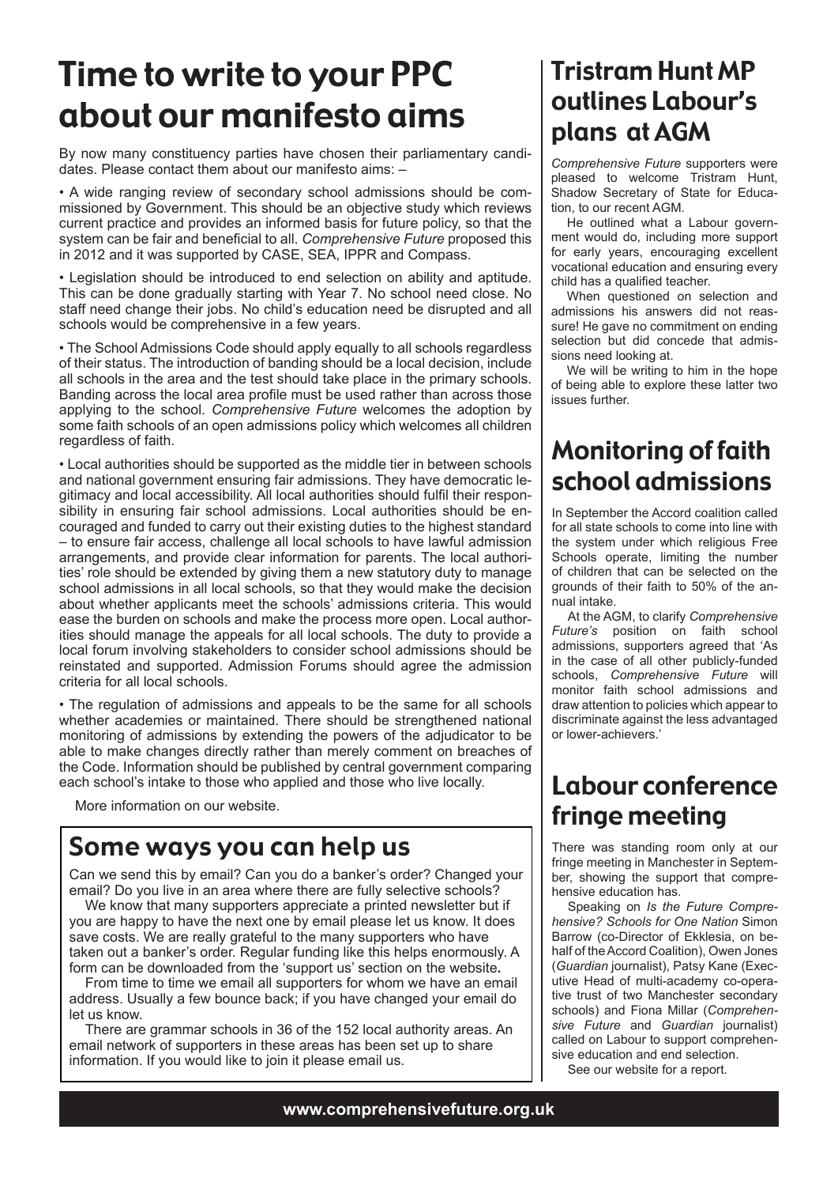# Time to write to your PPC about our manifesto aims

By now many constituency parties have chosen their parliamentary candidates. Please contact them about our manifesto aims: –

• A wide ranging review of secondary school admissions should be commissioned by Government. This should be an objective study which reviews current practice and provides an informed basis for future policy, so that the system can be fair and beneficial to all. *Comprehensive Future* proposed this in 2012 and it was supported by CASE, SEA, IPPR and Compass.

• Legislation should be introduced to end selection on ability and aptitude. This can be done gradually starting with Year 7. No school need close. No staff need change their jobs. No child's education need be disrupted and all schools would be comprehensive in a few years.

• The School Admissions Code should apply equally to all schools regardless of their status. The introduction of banding should be a local decision, include all schools in the area and the test should take place in the primary schools. Banding across the local area profile must be used rather than across those applying to the school. *Comprehensive Future* welcomes the adoption by some faith schools of an open admissions policy which welcomes all children regardless of faith.

• Local authorities should be supported as the middle tier in between schools and national government ensuring fair admissions. They have democratic legitimacy and local accessibility. All local authorities should fulfil their responsibility in ensuring fair school admissions. Local authorities should be encouraged and funded to carry out their existing duties to the highest standard – to ensure fair access, challenge all local schools to have lawful admission arrangements, and provide clear information for parents. The local authorities' role should be extended by giving them a new statutory duty to manage school admissions in all local schools, so that they would make the decision about whether applicants meet the schools' admissions criteria. This would ease the burden on schools and make the process more open. Local authorities should manage the appeals for all local schools. The duty to provide a local forum involving stakeholders to consider school admissions should be reinstated and supported. Admission Forums should agree the admission criteria for all local schools.

• The regulation of admissions and appeals to be the same for all schools whether academies or maintained. There should be strengthened national monitoring of admissions by extending the powers of the adjudicator to be able to make changes directly rather than merely comment on breaches of the Code. Information should be published by central government comparing each school's intake to those who applied and those who live locally.

More information on our website.

## Some ways you can help us

Can we send this by email? Can you do a banker's order? Changed your email? Do you live in an area where there are fully selective schools?

We know that many supporters appreciate a printed newsletter but if you are happy to have the next one by email please let us know. It does save costs. We are really grateful to the many supporters who have taken out a banker's order. Regular funding like this helps enormously. A form can be downloaded from the 'support us' section on the website**.**

From time to time we email all supporters for whom we have an email address. Usually a few bounce back; if you have changed your email do let us know.

There are grammar schools in 36 of the 152 local authority areas. An email network of supporters in these areas has been set up to share information. If you would like to join it please email us.

## Tristram Hunt MP outlines Labour's plans at AGM

*Comprehensive Future* supporters were pleased to welcome Tristram Hunt, Shadow Secretary of State for Education, to our recent AGM.

He outlined what a Labour government would do, including more support for early years, encouraging excellent vocational education and ensuring every child has a qualified teacher.

When questioned on selection and admissions his answers did not reassure! He gave no commitment on ending selection but did concede that admissions need looking at.

We will be writing to him in the hope of being able to explore these latter two issues further.

## Monitoring of faith school admissions

In September the Accord coalition called for all state schools to come into line with the system under which religious Free Schools operate, limiting the number of children that can be selected on the grounds of their faith to 50% of the annual intake.

At the AGM, to clarify *Comprehensive Future's* position on faith school admissions, supporters agreed that 'As in the case of all other publicly-funded schools, *Comprehensive Future* will monitor faith school admissions and draw attention to policies which appear to discriminate against the less advantaged or lower-achievers.'

## Labour conference fringe meeting

There was standing room only at our fringe meeting in Manchester in September, showing the support that comprehensive education has.

Speaking on *Is the Future Comprehensive? Schools for One Nation* Simon Barrow (co-Director of Ekklesia, on behalf of the Accord Coalition), Owen Jones (*Guardian* journalist), Patsy Kane (Executive Head of multi-academy co-operative trust of two Manchester secondary schools) and Fiona Millar (*Comprehensive Future* and *Guardian* journalist) called on Labour to support comprehensive education and end selection.

See our website for a report.

**www.comprehensivefuture.org.uk**